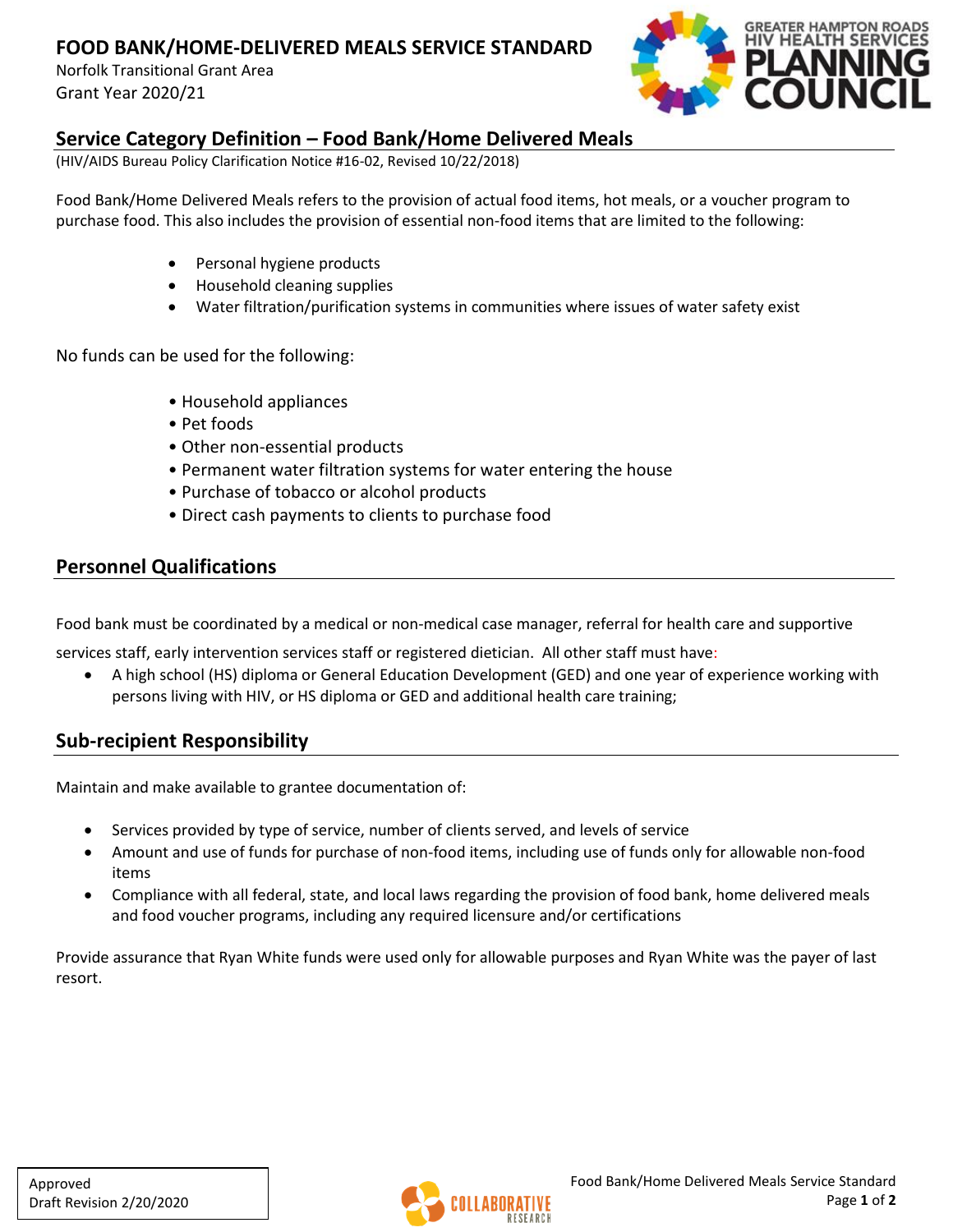# FOOD BANK/HOME-DELIVERED MEALS SERVICE STANDARD

Norfolk Transitional Grant Area
Grant Year 2020/21

## Service Category Definition – Food Bank/Home Delivered Meals

(HIV/AIDS Bureau Policy Clarification Notice #16-02, Revised 10/22/2018)

Food Bank/Home Delivered Meals refers to the provision of actual food items, hot meals, or a voucher program to purchase food. This also includes the provision of essential non-food items that are limited to the following:

- Personal hygiene products
- Household cleaning supplies
- Water filtration/purification systems in communities where issues of water safety exist

No funds can be used for the following:

- Household appliances
- Pet foods
- Other non-essential products
- Permanent water filtration systems for water entering the house
- Purchase of tobacco or alcohol products
- Direct cash payments to clients to purchase food

## Personnel Qualifications

Food bank must be coordinated by a medical or non-medical case manager, referral for health care and supportive services staff, early intervention services staff or registered dietician. All other staff must have:

- A high school (HS) diploma or General Education Development (GED) and one year of experience working with persons living with HIV, or HS diploma or GED and additional health care training;

## Sub-recipient Responsibility

Maintain and make available to grantee documentation of:

- Services provided by type of service, number of clients served, and levels of service
- Amount and use of funds for purchase of non-food items, including use of funds only for allowable non-food items
- Compliance with all federal, state, and local laws regarding the provision of food bank, home delivered meals and food voucher programs, including any required licensure and/or certifications

Provide assurance that Ryan White funds were used only for allowable purposes and Ryan White was the payer of last resort.

Approved
Draft Revision 2/20/2020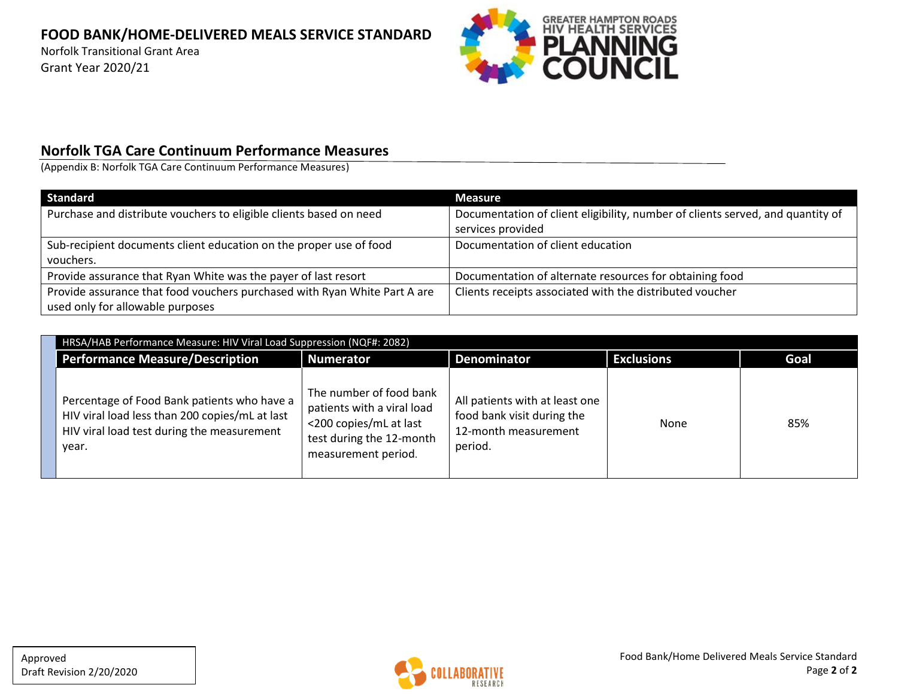# FOOD BANK/HOME-DELIVERED MEALS SERVICE STANDARD

Norfolk Transitional Grant Area
Grant Year 2020/21

GREATER HAMPTON ROADS HIV HEALTH SERVICES PLANNING COUNCIL

## Norfolk TGA Care Continuum Performance Measures

(Appendix B: Norfolk TGA Care Continuum Performance Measures)

| Standard | Measure |
| --- | --- |
| Purchase and distribute vouchers to eligible clients based on need | Documentation of client eligibility, number of clients served, and quantity of services provided |
| Sub-recipient documents client education on the proper use of food vouchers. | Documentation of client education |
| Provide assurance that Ryan White was the payer of last resort | Documentation of alternate resources for obtaining food |
| Provide assurance that food vouchers purchased with Ryan White Part A are used only for allowable purposes | Clients receipts associated with the distributed voucher |

| HRSA/HAB Performance Measure: HIV Viral Load Suppression (NQF#: 2082) | | | | |
| --- | --- | --- | --- | --- |
| **Performance Measure/Description** | **Numerator** | **Denominator** | **Exclusions** | **Goal** |
| Percentage of Food Bank patients who have a HIV viral load less than 200 copies/mL at last HIV viral load test during the measurement year. | The number of food bank patients with a viral load <200 copies/mL at last test during the 12-month measurement period. | All patients with at least one food bank visit during the 12-month measurement period. | None | 85% |

Approved
Draft Revision 2/20/2020